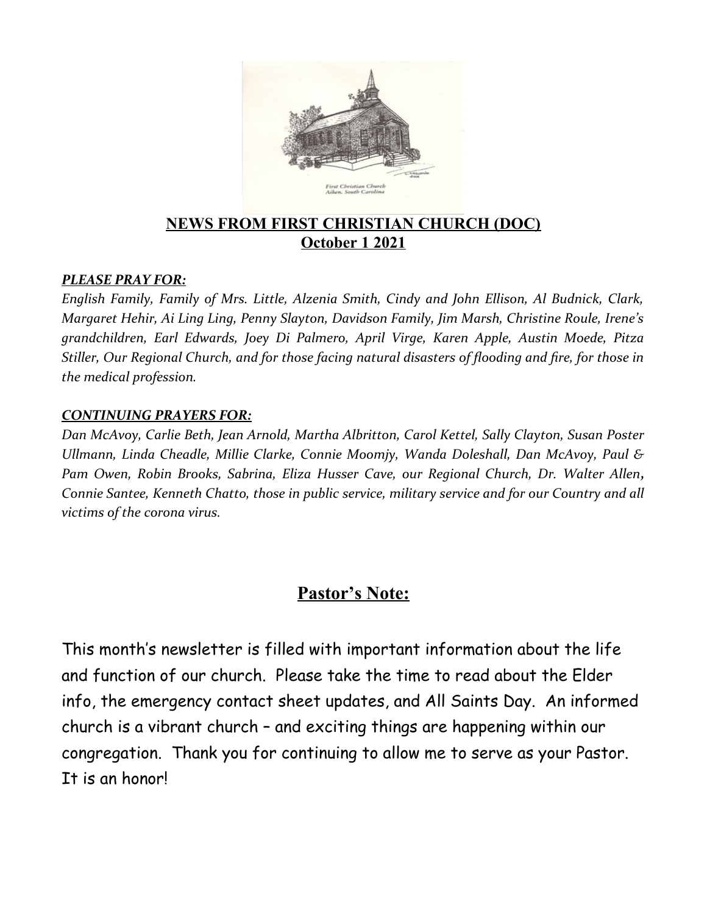# NEWS FROM FIRST CHRISTIAN CHURCH (DOC)

## October 1 2021

***PLEASE PRAY FOR:***

*English Family, Family of Mrs. Little, Alzenia Smith, Cindy and John Ellison, Al Budnick, Clark, Margaret Hehir, Ai Ling Ling, Penny Slayton, Davidson Family, Jim Marsh, Christine Roule, Irene's grandchildren, Earl Edwards, Joey Di Palmero, April Virge, Karen Apple, Austin Moede, Pitza Stiller, Our Regional Church, and for those facing natural disasters of flooding and fire, for those in the medical profession.*

***CONTINUING PRAYERS FOR:***

*Dan McAvoy, Carlie Beth, Jean Arnold, Martha Albritton, Carol Kettel, Sally Clayton, Susan Poster Ullmann, Linda Cheadle, Millie Clarke, Connie Moomjy, Wanda Doleshall, Dan McAvoy, Paul & Pam Owen, Robin Brooks, Sabrina, Eliza Husser Cave, our Regional Church, Dr. Walter Allen, Connie Santee, Kenneth Chatto, those in public service, military service and for our Country and all victims of the corona virus.*

## Pastor's Note:

This month's newsletter is filled with important information about the life and function of our church. Please take the time to read about the Elder info, the emergency contact sheet updates, and All Saints Day. An informed church is a vibrant church – and exciting things are happening within our congregation. Thank you for continuing to allow me to serve as your Pastor. It is an honor!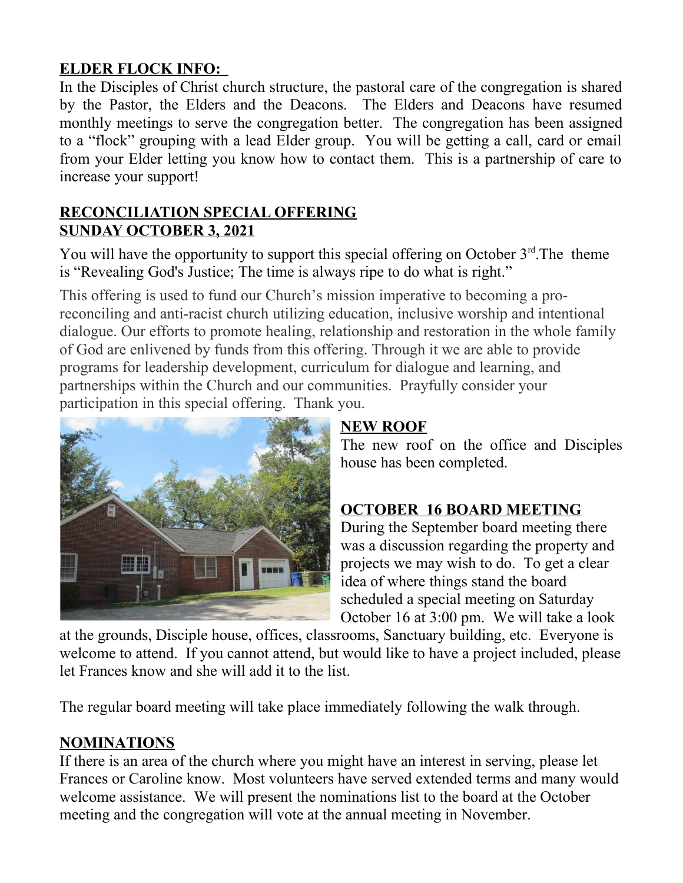## ELDER FLOCK INFO:

In the Disciples of Christ church structure, the pastoral care of the congregation is shared by the Pastor, the Elders and the Deacons. The Elders and Deacons have resumed monthly meetings to serve the congregation better. The congregation has been assigned to a "flock" grouping with a lead Elder group. You will be getting a call, card or email from your Elder letting you know how to contact them. This is a partnership of care to increase your support!

## RECONCILIATION SPECIAL OFFERING SUNDAY OCTOBER 3, 2021

You will have the opportunity to support this special offering on October 3rd.The theme is "Revealing God's Justice; The time is always ripe to do what is right."

This offering is used to fund our Church's mission imperative to becoming a pro-reconciling and anti-racist church utilizing education, inclusive worship and intentional dialogue. Our efforts to promote healing, relationship and restoration in the whole family of God are enlivened by funds from this offering. Through it we are able to provide programs for leadership development, curriculum for dialogue and learning, and partnerships within the Church and our communities. Prayfully consider your participation in this special offering. Thank you.

## NEW ROOF

The new roof on the office and Disciples house has been completed.

## OCTOBER 16 BOARD MEETING

During the September board meeting there was a discussion regarding the property and projects we may wish to do. To get a clear idea of where things stand the board scheduled a special meeting on Saturday October 16 at 3:00 pm. We will take a look at the grounds, Disciple house, offices, classrooms, Sanctuary building, etc. Everyone is welcome to attend. If you cannot attend, but would like to have a project included, please let Frances know and she will add it to the list.

The regular board meeting will take place immediately following the walk through.

## NOMINATIONS

If there is an area of the church where you might have an interest in serving, please let Frances or Caroline know. Most volunteers have served extended terms and many would welcome assistance. We will present the nominations list to the board at the October meeting and the congregation will vote at the annual meeting in November.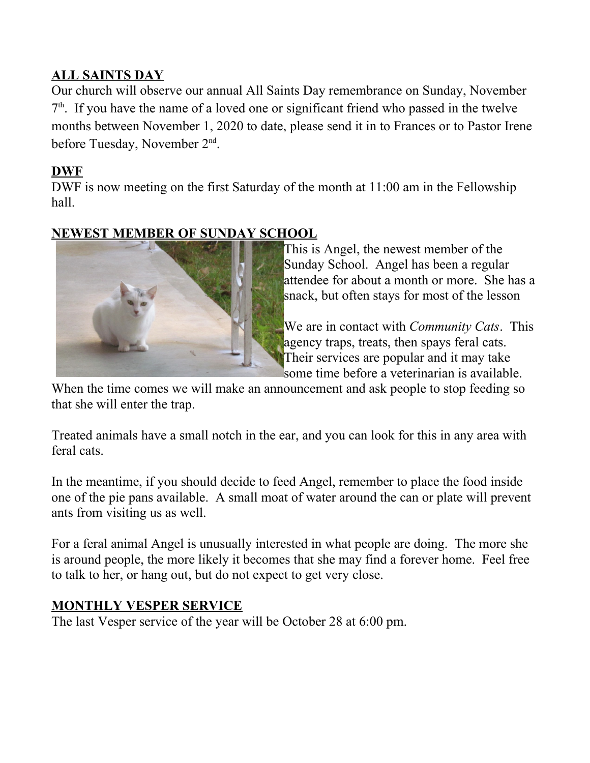## ALL SAINTS DAY

Our church will observe our annual All Saints Day remembrance on Sunday, November 7th. If you have the name of a loved one or significant friend who passed in the twelve months between November 1, 2020 to date, please send it in to Frances or to Pastor Irene before Tuesday, November 2nd.

## DWF

DWF is now meeting on the first Saturday of the month at 11:00 am in the Fellowship hall.

## NEWEST MEMBER OF SUNDAY SCHOOL

This is Angel, the newest member of the Sunday School. Angel has been a regular attendee for about a month or more. She has a snack, but often stays for most of the lesson

We are in contact with *Community Cats*. This agency traps, treats, then spays feral cats. Their services are popular and it may take some time before a veterinarian is available. When the time comes we will make an announcement and ask people to stop feeding so that she will enter the trap.

Treated animals have a small notch in the ear, and you can look for this in any area with feral cats.

In the meantime, if you should decide to feed Angel, remember to place the food inside one of the pie pans available. A small moat of water around the can or plate will prevent ants from visiting us as well.

For a feral animal Angel is unusually interested in what people are doing. The more she is around people, the more likely it becomes that she may find a forever home. Feel free to talk to her, or hang out, but do not expect to get very close.

## MONTHLY VESPER SERVICE

The last Vesper service of the year will be October 28 at 6:00 pm.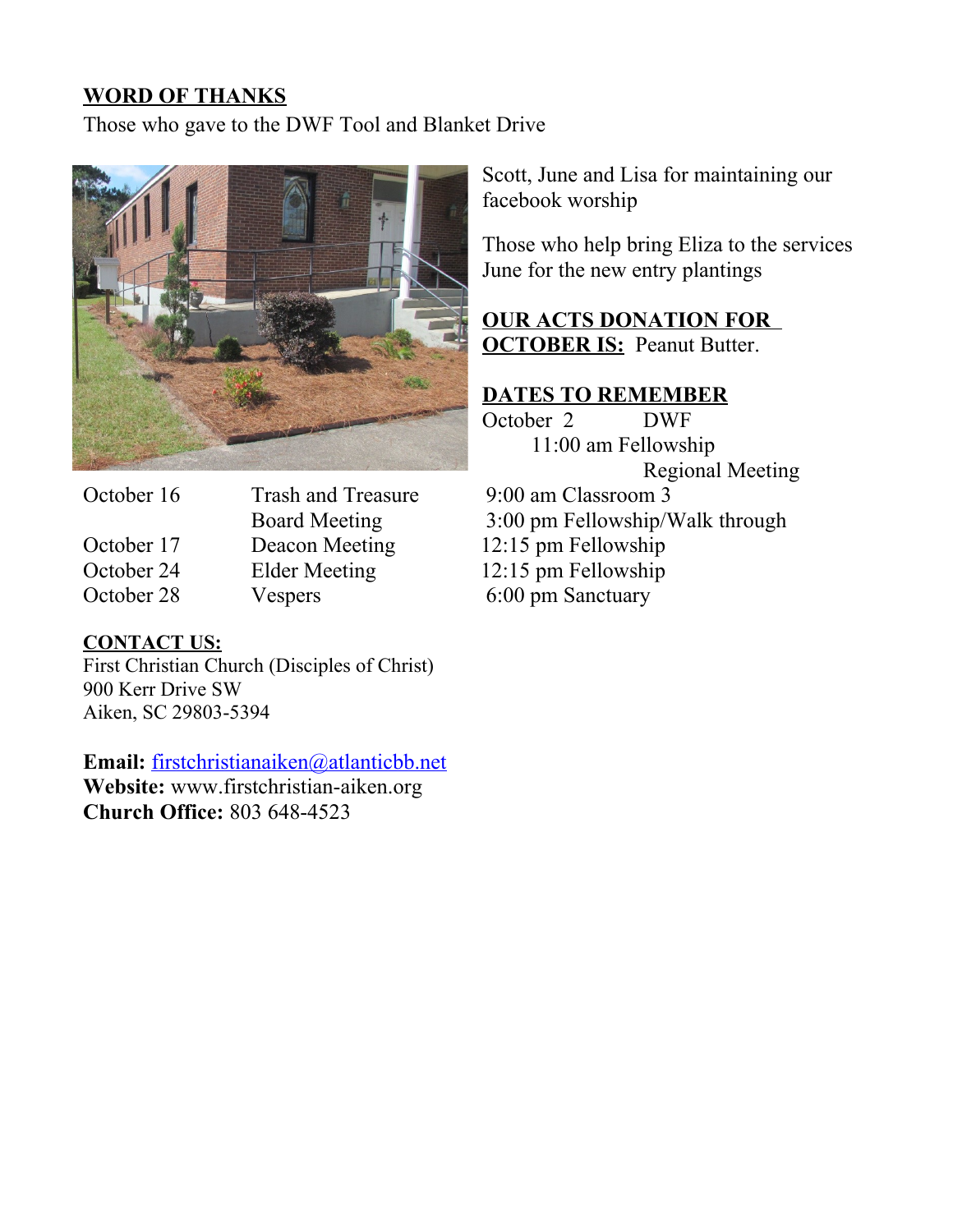## WORD OF THANKS

Those who gave to the DWF Tool and Blanket Drive

Scott, June and Lisa for maintaining our facebook worship

Those who help bring Eliza to the services

June for the new entry plantings

## OUR ACTS DONATION FOR OCTOBER IS:

Peanut Butter.

## DATES TO REMEMBER

| | | |
|---|---|---|
| October 2 | DWF Regional Meeting | 11:00 am Fellowship |
| October 16 | Trash and Treasure | 9:00 am Classroom 3 |
| | Board Meeting | 3:00 pm Fellowship/Walk through |
| October 17 | Deacon Meeting | 12:15 pm Fellowship |
| October 24 | Elder Meeting | 12:15 pm Fellowship |
| October 28 | Vespers | 6:00 pm Sanctuary |

## CONTACT US:

First Christian Church (Disciples of Christ)
900 Kerr Drive SW
Aiken, SC 29803-5394

**Email:** firstchristianaiken@atlanticbb.net
**Website:** www.firstchristian-aiken.org
**Church Office:** 803 648-4523